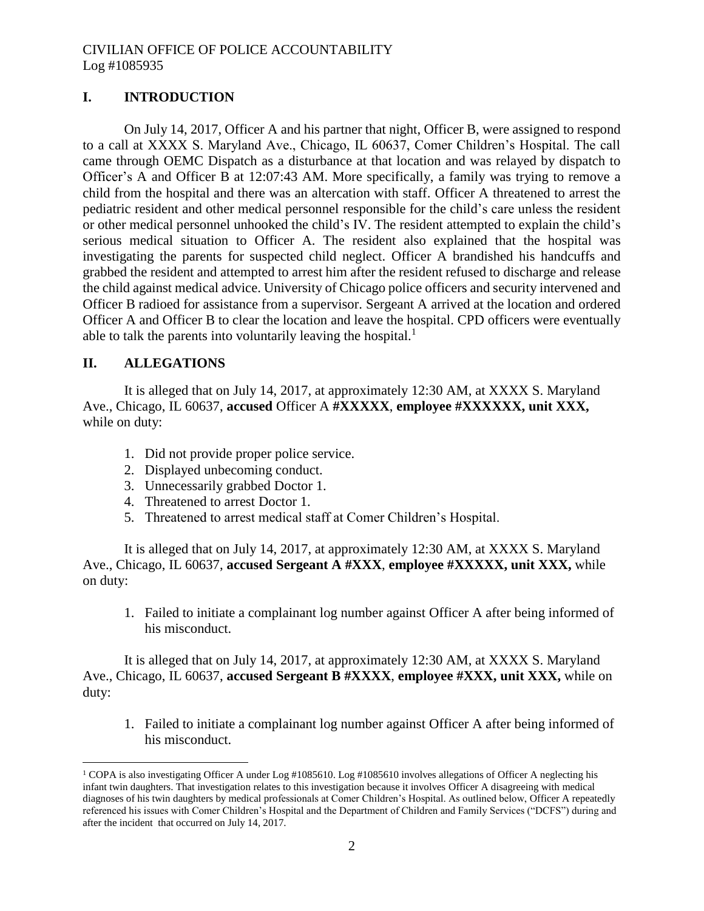CIVILIAN OFFICE OF POLICE ACCOUNTABILITY
Log #1085935

## I. INTRODUCTION

On July 14, 2017, Officer A and his partner that night, Officer B, were assigned to respond to a call at XXXX S. Maryland Ave., Chicago, IL 60637, Comer Children's Hospital. The call came through OEMC Dispatch as a disturbance at that location and was relayed by dispatch to Officer's A and Officer B at 12:07:43 AM. More specifically, a family was trying to remove a child from the hospital and there was an altercation with staff. Officer A threatened to arrest the pediatric resident and other medical personnel responsible for the child's care unless the resident or other medical personnel unhooked the child's IV. The resident attempted to explain the child's serious medical situation to Officer A. The resident also explained that the hospital was investigating the parents for suspected child neglect. Officer A brandished his handcuffs and grabbed the resident and attempted to arrest him after the resident refused to discharge and release the child against medical advice. University of Chicago police officers and security intervened and Officer B radioed for assistance from a supervisor. Sergeant A arrived at the location and ordered Officer A and Officer B to clear the location and leave the hospital. CPD officers were eventually able to talk the parents into voluntarily leaving the hospital.[1]

## II. ALLEGATIONS

It is alleged that on July 14, 2017, at approximately 12:30 AM, at XXXX S. Maryland Ave., Chicago, IL 60637, **accused** Officer A **#XXXXX**, **employee #XXXXXX, unit XXX,** while on duty:

1. Did not provide proper police service.
2. Displayed unbecoming conduct.
3. Unnecessarily grabbed Doctor 1.
4. Threatened to arrest Doctor 1.
5. Threatened to arrest medical staff at Comer Children's Hospital.

It is alleged that on July 14, 2017, at approximately 12:30 AM, at XXXX S. Maryland Ave., Chicago, IL 60637, **accused Sergeant A #XXX**, **employee #XXXXX, unit XXX,** while on duty:

1. Failed to initiate a complainant log number against Officer A after being informed of his misconduct.

It is alleged that on July 14, 2017, at approximately 12:30 AM, at XXXX S. Maryland Ave., Chicago, IL 60637, **accused Sergeant B #XXXX**, **employee #XXX, unit XXX,** while on duty:

1. Failed to initiate a complainant log number against Officer A after being informed of his misconduct.

---

[1] COPA is also investigating Officer A under Log #1085610. Log #1085610 involves allegations of Officer A neglecting his infant twin daughters. That investigation relates to this investigation because it involves Officer A disagreeing with medical diagnoses of his twin daughters by medical professionals at Comer Children's Hospital. As outlined below, Officer A repeatedly referenced his issues with Comer Children's Hospital and the Department of Children and Family Services ("DCFS") during and after the incident that occurred on July 14, 2017.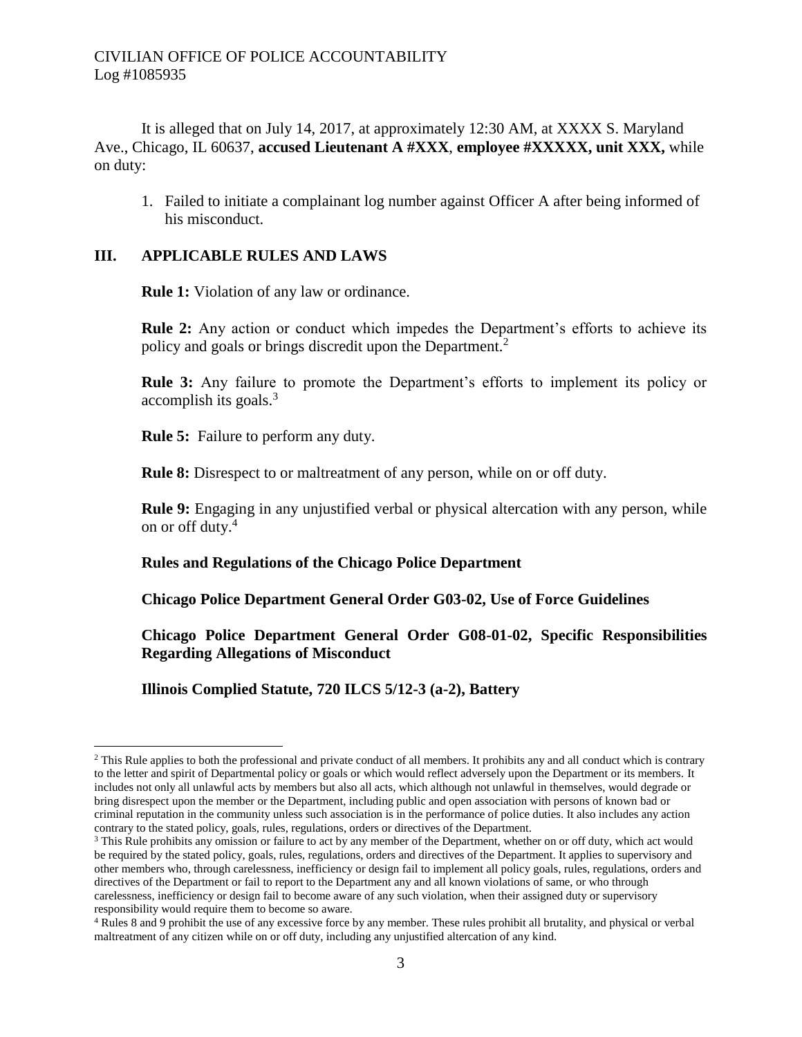It is alleged that on July 14, 2017, at approximately 12:30 AM, at XXXX S. Maryland Ave., Chicago, IL 60637, **accused Lieutenant A #XXX**, **employee #XXXXX, unit XXX,** while on duty:

1. Failed to initiate a complainant log number against Officer A after being informed of his misconduct.

## III. APPLICABLE RULES AND LAWS

**Rule 1:** Violation of any law or ordinance.

**Rule 2:** Any action or conduct which impedes the Department's efforts to achieve its policy and goals or brings discredit upon the Department.[2]

**Rule 3:** Any failure to promote the Department's efforts to implement its policy or accomplish its goals.[3]

**Rule 5:** Failure to perform any duty.

**Rule 8:** Disrespect to or maltreatment of any person, while on or off duty.

**Rule 9:** Engaging in any unjustified verbal or physical altercation with any person, while on or off duty.[4]

**Rules and Regulations of the Chicago Police Department**

**Chicago Police Department General Order G03-02, Use of Force Guidelines**

**Chicago Police Department General Order G08-01-02, Specific Responsibilities Regarding Allegations of Misconduct**

**Illinois Complied Statute, 720 ILCS 5/12-3 (a-2), Battery**

---

[2] This Rule applies to both the professional and private conduct of all members. It prohibits any and all conduct which is contrary to the letter and spirit of Departmental policy or goals or which would reflect adversely upon the Department or its members. It includes not only all unlawful acts by members but also all acts, which although not unlawful in themselves, would degrade or bring disrespect upon the member or the Department, including public and open association with persons of known bad or criminal reputation in the community unless such association is in the performance of police duties. It also includes any action contrary to the stated policy, goals, rules, regulations, orders or directives of the Department.

[3] This Rule prohibits any omission or failure to act by any member of the Department, whether on or off duty, which act would be required by the stated policy, goals, rules, regulations, orders and directives of the Department. It applies to supervisory and other members who, through carelessness, inefficiency or design fail to implement all policy goals, rules, regulations, orders and directives of the Department or fail to report to the Department any and all known violations of same, or who through carelessness, inefficiency or design fail to become aware of any such violation, when their assigned duty or supervisory responsibility would require them to become so aware.

[4] Rules 8 and 9 prohibit the use of any excessive force by any member. These rules prohibit all brutality, and physical or verbal maltreatment of any citizen while on or off duty, including any unjustified altercation of any kind.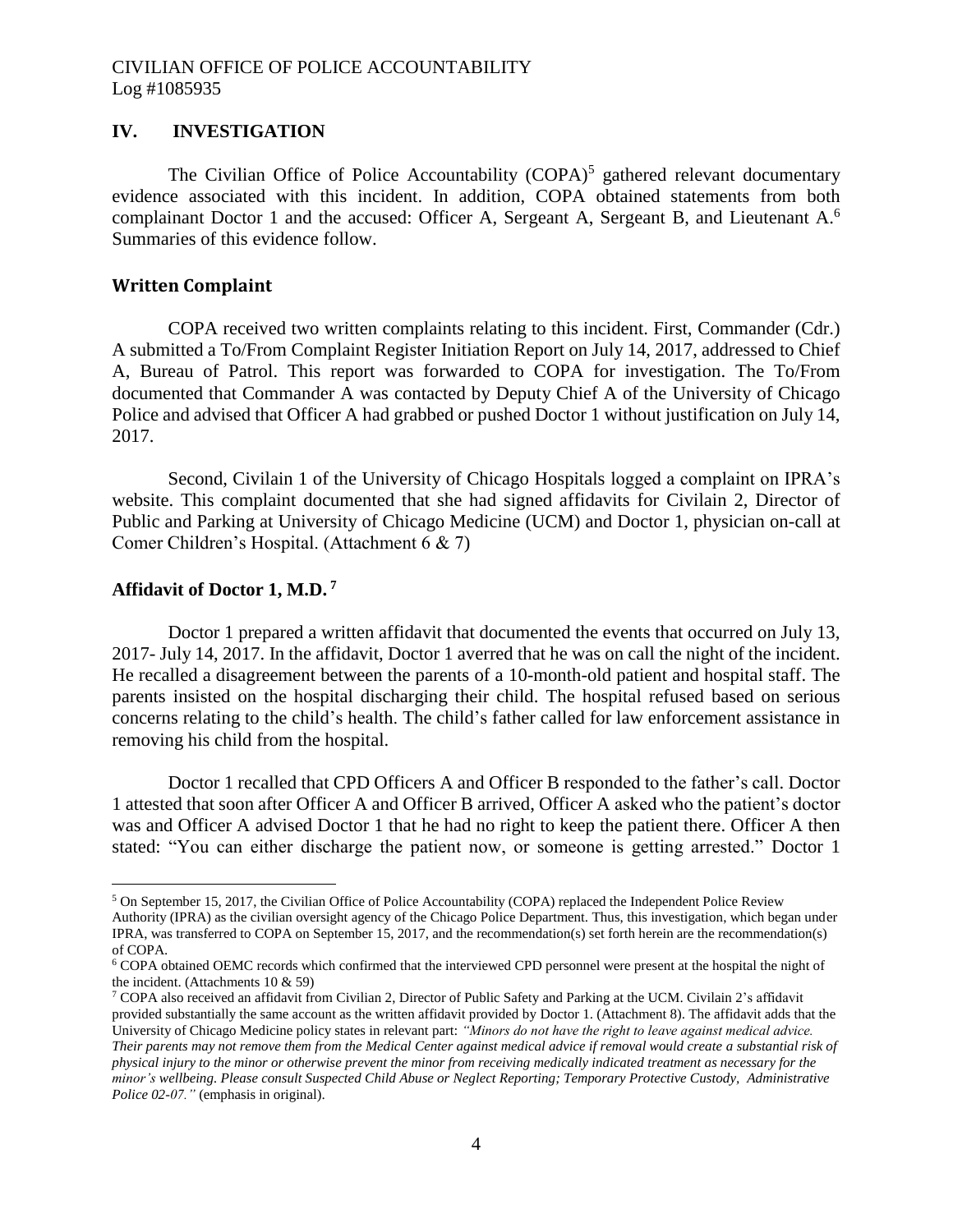## IV. INVESTIGATION

The Civilian Office of Police Accountability (COPA)[5] gathered relevant documentary evidence associated with this incident. In addition, COPA obtained statements from both complainant Doctor 1 and the accused: Officer A, Sergeant A, Sergeant B, and Lieutenant A.[6] Summaries of this evidence follow.

### Written Complaint

COPA received two written complaints relating to this incident. First, Commander (Cdr.) A submitted a To/From Complaint Register Initiation Report on July 14, 2017, addressed to Chief A, Bureau of Patrol. This report was forwarded to COPA for investigation. The To/From documented that Commander A was contacted by Deputy Chief A of the University of Chicago Police and advised that Officer A had grabbed or pushed Doctor 1 without justification on July 14, 2017.

Second, Civilain 1 of the University of Chicago Hospitals logged a complaint on IPRA's website. This complaint documented that she had signed affidavits for Civilain 2, Director of Public and Parking at University of Chicago Medicine (UCM) and Doctor 1, physician on-call at Comer Children's Hospital. (Attachment 6 & 7)

### Affidavit of Doctor 1, M.D.[7]

Doctor 1 prepared a written affidavit that documented the events that occurred on July 13, 2017- July 14, 2017. In the affidavit, Doctor 1 averred that he was on call the night of the incident. He recalled a disagreement between the parents of a 10-month-old patient and hospital staff. The parents insisted on the hospital discharging their child. The hospital refused based on serious concerns relating to the child's health. The child's father called for law enforcement assistance in removing his child from the hospital.

Doctor 1 recalled that CPD Officers A and Officer B responded to the father's call. Doctor 1 attested that soon after Officer A and Officer B arrived, Officer A asked who the patient's doctor was and Officer A advised Doctor 1 that he had no right to keep the patient there. Officer A then stated: "You can either discharge the patient now, or someone is getting arrested." Doctor 1

---

[5] On September 15, 2017, the Civilian Office of Police Accountability (COPA) replaced the Independent Police Review Authority (IPRA) as the civilian oversight agency of the Chicago Police Department. Thus, this investigation, which began under IPRA, was transferred to COPA on September 15, 2017, and the recommendation(s) set forth herein are the recommendation(s) of COPA.

[6] COPA obtained OEMC records which confirmed that the interviewed CPD personnel were present at the hospital the night of the incident. (Attachments 10 & 59)

[7] COPA also received an affidavit from Civilian 2, Director of Public Safety and Parking at the UCM. Civilain 2's affidavit provided substantially the same account as the written affidavit provided by Doctor 1. (Attachment 8). The affidavit adds that the University of Chicago Medicine policy states in relevant part: *"Minors do not have the right to leave against medical advice. Their parents may not remove them from the Medical Center against medical advice if removal would create a substantial risk of physical injury to the minor or otherwise prevent the minor from receiving medically indicated treatment as necessary for the minor's wellbeing. Please consult Suspected Child Abuse or Neglect Reporting; Temporary Protective Custody, Administrative Police 02-07."* (emphasis in original).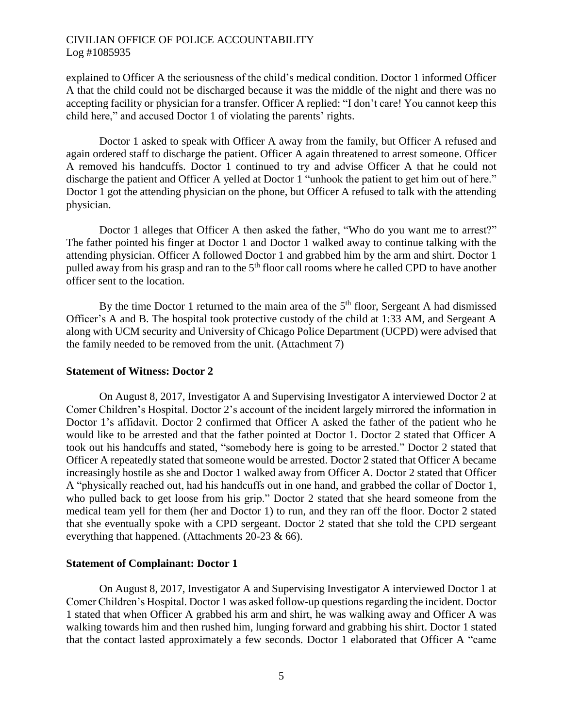explained to Officer A the seriousness of the child's medical condition. Doctor 1 informed Officer A that the child could not be discharged because it was the middle of the night and there was no accepting facility or physician for a transfer. Officer A replied: "I don't care! You cannot keep this child here," and accused Doctor 1 of violating the parents' rights.

Doctor 1 asked to speak with Officer A away from the family, but Officer A refused and again ordered staff to discharge the patient. Officer A again threatened to arrest someone. Officer A removed his handcuffs. Doctor 1 continued to try and advise Officer A that he could not discharge the patient and Officer A yelled at Doctor 1 "unhook the patient to get him out of here." Doctor 1 got the attending physician on the phone, but Officer A refused to talk with the attending physician.

Doctor 1 alleges that Officer A then asked the father, "Who do you want me to arrest?" The father pointed his finger at Doctor 1 and Doctor 1 walked away to continue talking with the attending physician. Officer A followed Doctor 1 and grabbed him by the arm and shirt. Doctor 1 pulled away from his grasp and ran to the 5th floor call rooms where he called CPD to have another officer sent to the location.

By the time Doctor 1 returned to the main area of the 5th floor, Sergeant A had dismissed Officer's A and B. The hospital took protective custody of the child at 1:33 AM, and Sergeant A along with UCM security and University of Chicago Police Department (UCPD) were advised that the family needed to be removed from the unit. (Attachment 7)

**Statement of Witness: Doctor 2**

On August 8, 2017, Investigator A and Supervising Investigator A interviewed Doctor 2 at Comer Children's Hospital. Doctor 2's account of the incident largely mirrored the information in Doctor 1's affidavit. Doctor 2 confirmed that Officer A asked the father of the patient who he would like to be arrested and that the father pointed at Doctor 1. Doctor 2 stated that Officer A took out his handcuffs and stated, "somebody here is going to be arrested." Doctor 2 stated that Officer A repeatedly stated that someone would be arrested. Doctor 2 stated that Officer A became increasingly hostile as she and Doctor 1 walked away from Officer A. Doctor 2 stated that Officer A "physically reached out, had his handcuffs out in one hand, and grabbed the collar of Doctor 1, who pulled back to get loose from his grip." Doctor 2 stated that she heard someone from the medical team yell for them (her and Doctor 1) to run, and they ran off the floor. Doctor 2 stated that she eventually spoke with a CPD sergeant. Doctor 2 stated that she told the CPD sergeant everything that happened. (Attachments 20-23 & 66).

**Statement of Complainant: Doctor 1**

On August 8, 2017, Investigator A and Supervising Investigator A interviewed Doctor 1 at Comer Children's Hospital. Doctor 1 was asked follow-up questions regarding the incident. Doctor 1 stated that when Officer A grabbed his arm and shirt, he was walking away and Officer A was walking towards him and then rushed him, lunging forward and grabbing his shirt. Doctor 1 stated that the contact lasted approximately a few seconds. Doctor 1 elaborated that Officer A "came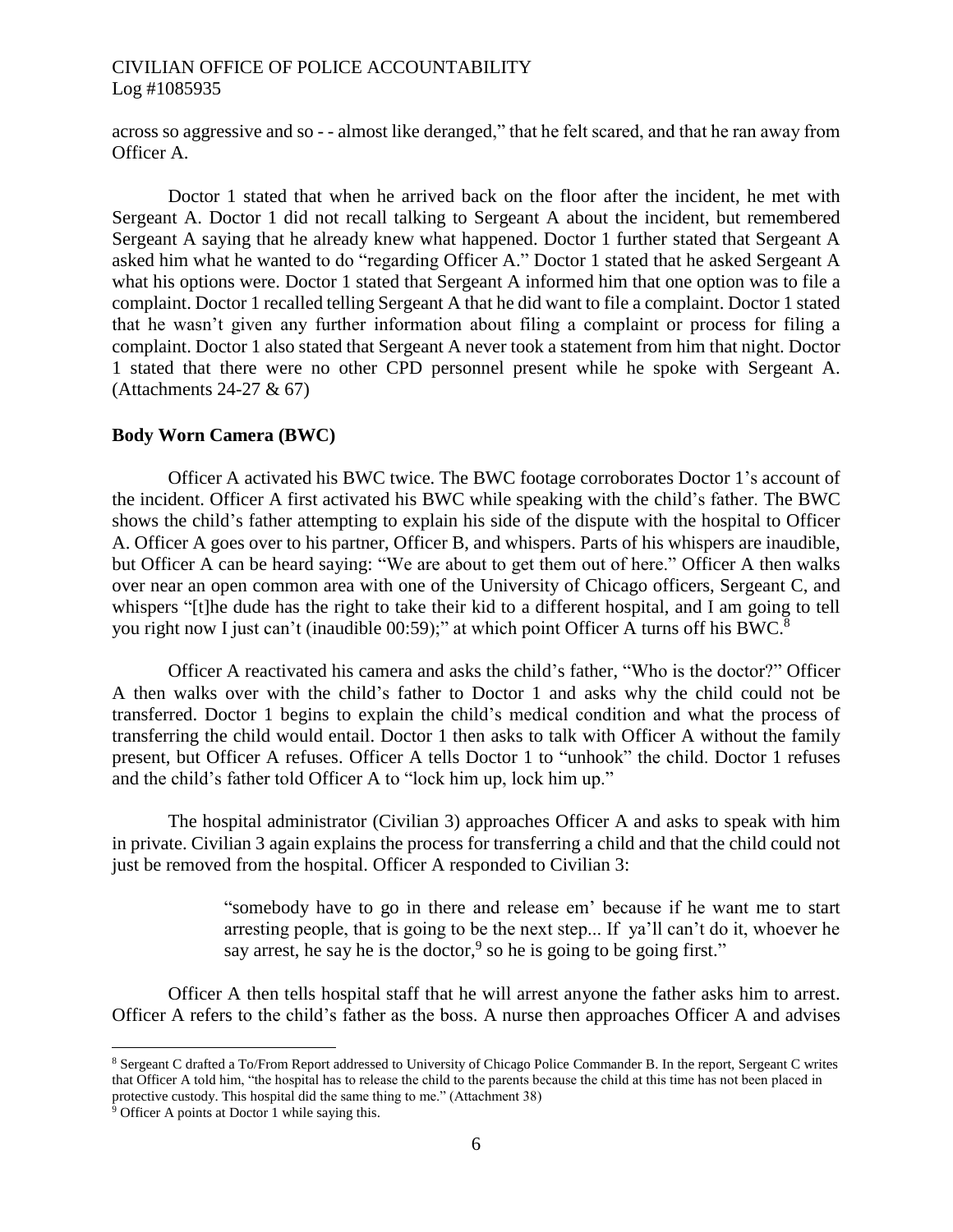across so aggressive and so - - almost like deranged," that he felt scared, and that he ran away from Officer A.

Doctor 1 stated that when he arrived back on the floor after the incident, he met with Sergeant A. Doctor 1 did not recall talking to Sergeant A about the incident, but remembered Sergeant A saying that he already knew what happened. Doctor 1 further stated that Sergeant A asked him what he wanted to do "regarding Officer A." Doctor 1 stated that he asked Sergeant A what his options were. Doctor 1 stated that Sergeant A informed him that one option was to file a complaint. Doctor 1 recalled telling Sergeant A that he did want to file a complaint. Doctor 1 stated that he wasn't given any further information about filing a complaint or process for filing a complaint. Doctor 1 also stated that Sergeant A never took a statement from him that night. Doctor 1 stated that there were no other CPD personnel present while he spoke with Sergeant A. (Attachments 24-27 & 67)

**Body Worn Camera (BWC)**

Officer A activated his BWC twice. The BWC footage corroborates Doctor 1's account of the incident. Officer A first activated his BWC while speaking with the child's father. The BWC shows the child's father attempting to explain his side of the dispute with the hospital to Officer A. Officer A goes over to his partner, Officer B, and whispers. Parts of his whispers are inaudible, but Officer A can be heard saying: "We are about to get them out of here." Officer A then walks over near an open common area with one of the University of Chicago officers, Sergeant C, and whispers "[t]he dude has the right to take their kid to a different hospital, and I am going to tell you right now I just can't (inaudible 00:59);" at which point Officer A turns off his BWC.[8]

Officer A reactivated his camera and asks the child's father, "Who is the doctor?" Officer A then walks over with the child's father to Doctor 1 and asks why the child could not be transferred. Doctor 1 begins to explain the child's medical condition and what the process of transferring the child would entail. Doctor 1 then asks to talk with Officer A without the family present, but Officer A refuses. Officer A tells Doctor 1 to "unhook" the child. Doctor 1 refuses and the child's father told Officer A to "lock him up, lock him up."

The hospital administrator (Civilian 3) approaches Officer A and asks to speak with him in private. Civilian 3 again explains the process for transferring a child and that the child could not just be removed from the hospital. Officer A responded to Civilian 3:

> "somebody have to go in there and release em' because if he want me to start arresting people, that is going to be the next step... If ya'll can't do it, whoever he say arrest, he say he is the doctor,[9] so he is going to be going first."

Officer A then tells hospital staff that he will arrest anyone the father asks him to arrest. Officer A refers to the child's father as the boss. A nurse then approaches Officer A and advises

---

[8] Sergeant C drafted a To/From Report addressed to University of Chicago Police Commander B. In the report, Sergeant C writes that Officer A told him, "the hospital has to release the child to the parents because the child at this time has not been placed in protective custody. This hospital did the same thing to me." (Attachment 38)

[9] Officer A points at Doctor 1 while saying this.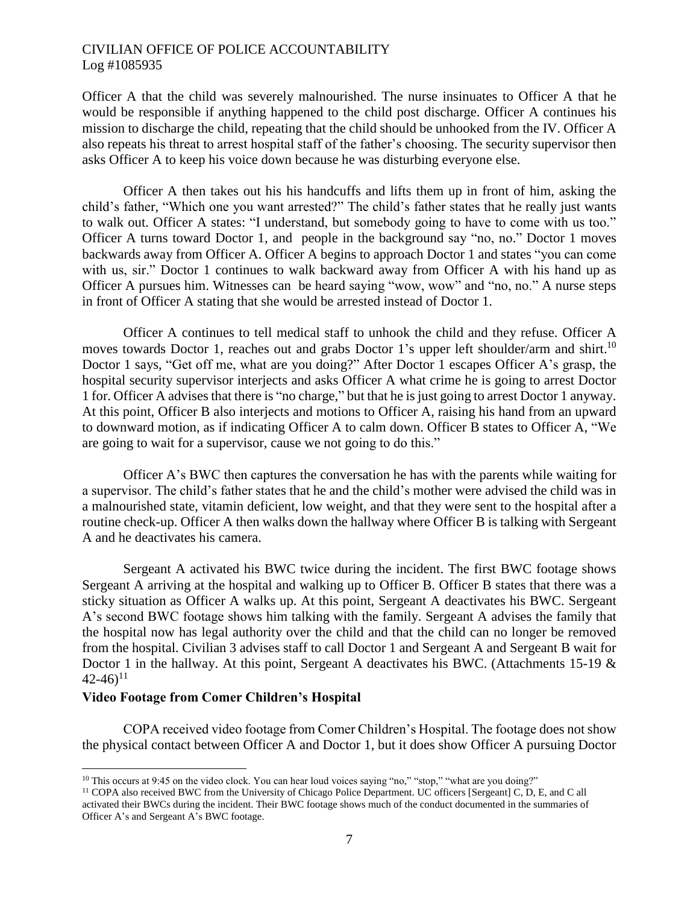Officer A that the child was severely malnourished. The nurse insinuates to Officer A that he would be responsible if anything happened to the child post discharge. Officer A continues his mission to discharge the child, repeating that the child should be unhooked from the IV. Officer A also repeats his threat to arrest hospital staff of the father's choosing. The security supervisor then asks Officer A to keep his voice down because he was disturbing everyone else.

Officer A then takes out his his handcuffs and lifts them up in front of him, asking the child's father, "Which one you want arrested?" The child's father states that he really just wants to walk out. Officer A states: "I understand, but somebody going to have to come with us too." Officer A turns toward Doctor 1, and people in the background say "no, no." Doctor 1 moves backwards away from Officer A. Officer A begins to approach Doctor 1 and states "you can come with us, sir." Doctor 1 continues to walk backward away from Officer A with his hand up as Officer A pursues him. Witnesses can be heard saying "wow, wow" and "no, no." A nurse steps in front of Officer A stating that she would be arrested instead of Doctor 1.

Officer A continues to tell medical staff to unhook the child and they refuse. Officer A moves towards Doctor 1, reaches out and grabs Doctor 1's upper left shoulder/arm and shirt.[10] Doctor 1 says, "Get off me, what are you doing?" After Doctor 1 escapes Officer A's grasp, the hospital security supervisor interjects and asks Officer A what crime he is going to arrest Doctor 1 for. Officer A advises that there is "no charge," but that he is just going to arrest Doctor 1 anyway. At this point, Officer B also interjects and motions to Officer A, raising his hand from an upward to downward motion, as if indicating Officer A to calm down. Officer B states to Officer A, "We are going to wait for a supervisor, cause we not going to do this."

Officer A's BWC then captures the conversation he has with the parents while waiting for a supervisor. The child's father states that he and the child's mother were advised the child was in a malnourished state, vitamin deficient, low weight, and that they were sent to the hospital after a routine check-up. Officer A then walks down the hallway where Officer B is talking with Sergeant A and he deactivates his camera.

Sergeant A activated his BWC twice during the incident. The first BWC footage shows Sergeant A arriving at the hospital and walking up to Officer B. Officer B states that there was a sticky situation as Officer A walks up. At this point, Sergeant A deactivates his BWC. Sergeant A's second BWC footage shows him talking with the family. Sergeant A advises the family that the hospital now has legal authority over the child and that the child can no longer be removed from the hospital. Civilian 3 advises staff to call Doctor 1 and Sergeant A and Sergeant B wait for Doctor 1 in the hallway. At this point, Sergeant A deactivates his BWC. (Attachments 15-19 & 42-46)[11]

**Video Footage from Comer Children's Hospital**

COPA received video footage from Comer Children's Hospital. The footage does not show the physical contact between Officer A and Doctor 1, but it does show Officer A pursuing Doctor

---

[10] This occurs at 9:45 on the video clock. You can hear loud voices saying "no," "stop," "what are you doing?"

[11] COPA also received BWC from the University of Chicago Police Department. UC officers [Sergeant] C, D, E, and C all activated their BWCs during the incident. Their BWC footage shows much of the conduct documented in the summaries of Officer A's and Sergeant A's BWC footage.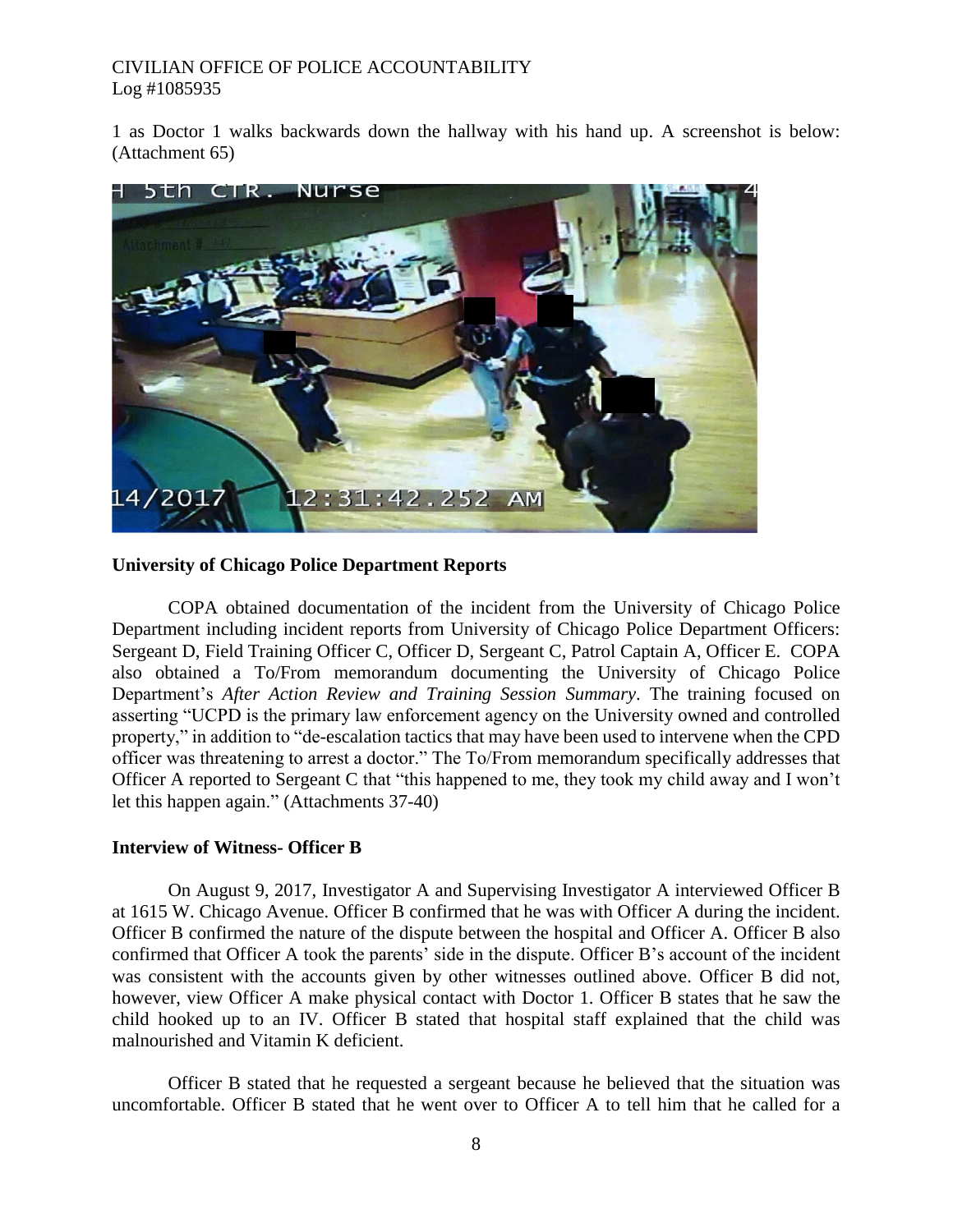1 as Doctor 1 walks backwards down the hallway with his hand up. A screenshot is below: (Attachment 65)

**University of Chicago Police Department Reports**

COPA obtained documentation of the incident from the University of Chicago Police Department including incident reports from University of Chicago Police Department Officers: Sergeant D, Field Training Officer C, Officer D, Sergeant C, Patrol Captain A, Officer E. COPA also obtained a To/From memorandum documenting the University of Chicago Police Department's *After Action Review and Training Session Summary*. The training focused on asserting "UCPD is the primary law enforcement agency on the University owned and controlled property," in addition to "de-escalation tactics that may have been used to intervene when the CPD officer was threatening to arrest a doctor." The To/From memorandum specifically addresses that Officer A reported to Sergeant C that "this happened to me, they took my child away and I won't let this happen again." (Attachments 37-40)

**Interview of Witness- Officer B**

On August 9, 2017, Investigator A and Supervising Investigator A interviewed Officer B at 1615 W. Chicago Avenue. Officer B confirmed that he was with Officer A during the incident. Officer B confirmed the nature of the dispute between the hospital and Officer A. Officer B also confirmed that Officer A took the parents' side in the dispute. Officer B's account of the incident was consistent with the accounts given by other witnesses outlined above. Officer B did not, however, view Officer A make physical contact with Doctor 1. Officer B states that he saw the child hooked up to an IV. Officer B stated that hospital staff explained that the child was malnourished and Vitamin K deficient.

Officer B stated that he requested a sergeant because he believed that the situation was uncomfortable. Officer B stated that he went over to Officer A to tell him that he called for a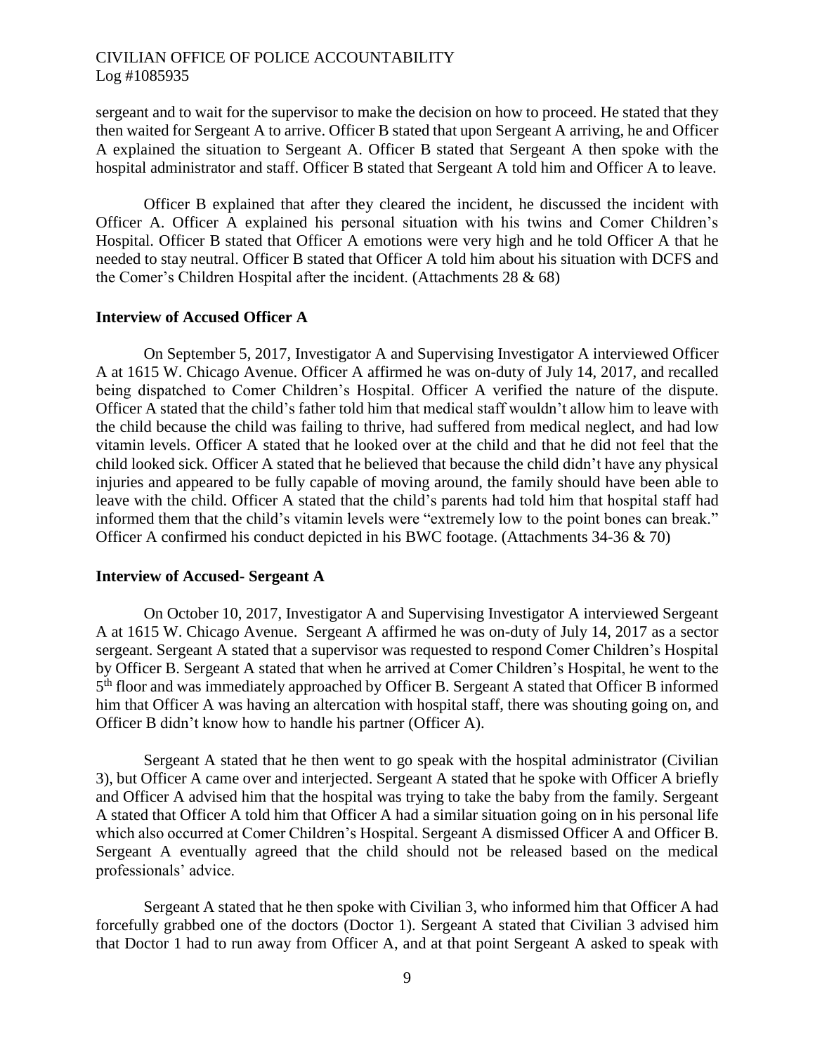sergeant and to wait for the supervisor to make the decision on how to proceed. He stated that they then waited for Sergeant A to arrive. Officer B stated that upon Sergeant A arriving, he and Officer A explained the situation to Sergeant A. Officer B stated that Sergeant A then spoke with the hospital administrator and staff. Officer B stated that Sergeant A told him and Officer A to leave.

Officer B explained that after they cleared the incident, he discussed the incident with Officer A. Officer A explained his personal situation with his twins and Comer Children's Hospital. Officer B stated that Officer A emotions were very high and he told Officer A that he needed to stay neutral. Officer B stated that Officer A told him about his situation with DCFS and the Comer's Children Hospital after the incident. (Attachments 28 & 68)

### Interview of Accused Officer A

On September 5, 2017, Investigator A and Supervising Investigator A interviewed Officer A at 1615 W. Chicago Avenue. Officer A affirmed he was on-duty of July 14, 2017, and recalled being dispatched to Comer Children's Hospital. Officer A verified the nature of the dispute. Officer A stated that the child's father told him that medical staff wouldn't allow him to leave with the child because the child was failing to thrive, had suffered from medical neglect, and had low vitamin levels. Officer A stated that he looked over at the child and that he did not feel that the child looked sick. Officer A stated that he believed that because the child didn't have any physical injuries and appeared to be fully capable of moving around, the family should have been able to leave with the child. Officer A stated that the child's parents had told him that hospital staff had informed them that the child's vitamin levels were "extremely low to the point bones can break." Officer A confirmed his conduct depicted in his BWC footage. (Attachments 34-36 & 70)

### Interview of Accused- Sergeant A

On October 10, 2017, Investigator A and Supervising Investigator A interviewed Sergeant A at 1615 W. Chicago Avenue. Sergeant A affirmed he was on-duty of July 14, 2017 as a sector sergeant. Sergeant A stated that a supervisor was requested to respond Comer Children's Hospital by Officer B. Sergeant A stated that when he arrived at Comer Children's Hospital, he went to the 5th floor and was immediately approached by Officer B. Sergeant A stated that Officer B informed him that Officer A was having an altercation with hospital staff, there was shouting going on, and Officer B didn't know how to handle his partner (Officer A).

Sergeant A stated that he then went to go speak with the hospital administrator (Civilian 3), but Officer A came over and interjected. Sergeant A stated that he spoke with Officer A briefly and Officer A advised him that the hospital was trying to take the baby from the family. Sergeant A stated that Officer A told him that Officer A had a similar situation going on in his personal life which also occurred at Comer Children's Hospital. Sergeant A dismissed Officer A and Officer B. Sergeant A eventually agreed that the child should not be released based on the medical professionals' advice.

Sergeant A stated that he then spoke with Civilian 3, who informed him that Officer A had forcefully grabbed one of the doctors (Doctor 1). Sergeant A stated that Civilian 3 advised him that Doctor 1 had to run away from Officer A, and at that point Sergeant A asked to speak with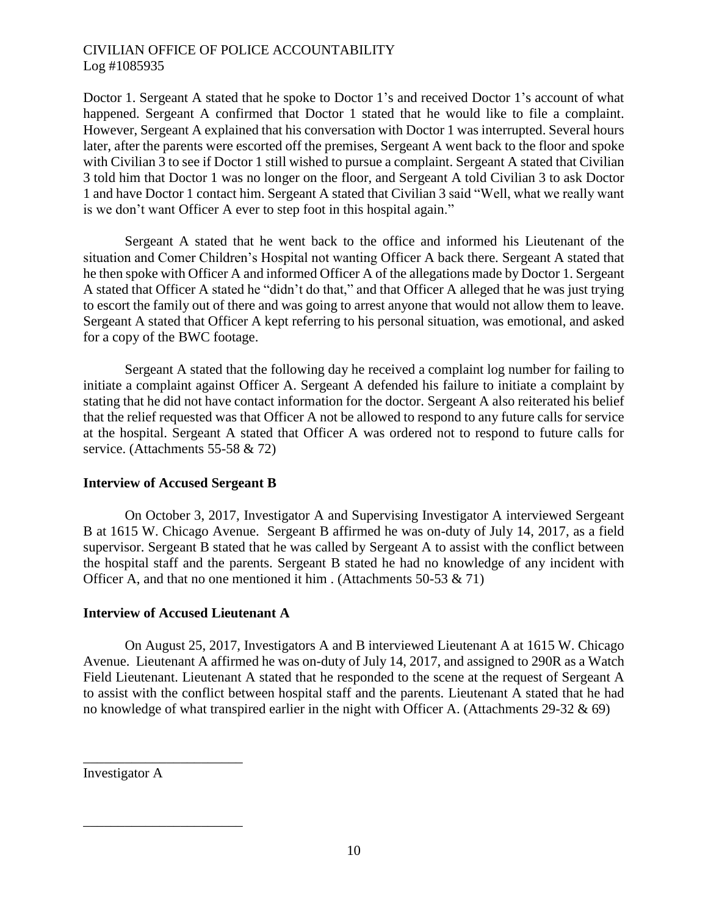Doctor 1. Sergeant A stated that he spoke to Doctor 1's and received Doctor 1's account of what happened. Sergeant A confirmed that Doctor 1 stated that he would like to file a complaint. However, Sergeant A explained that his conversation with Doctor 1 was interrupted. Several hours later, after the parents were escorted off the premises, Sergeant A went back to the floor and spoke with Civilian 3 to see if Doctor 1 still wished to pursue a complaint. Sergeant A stated that Civilian 3 told him that Doctor 1 was no longer on the floor, and Sergeant A told Civilian 3 to ask Doctor 1 and have Doctor 1 contact him. Sergeant A stated that Civilian 3 said "Well, what we really want is we don't want Officer A ever to step foot in this hospital again."

Sergeant A stated that he went back to the office and informed his Lieutenant of the situation and Comer Children's Hospital not wanting Officer A back there. Sergeant A stated that he then spoke with Officer A and informed Officer A of the allegations made by Doctor 1. Sergeant A stated that Officer A stated he "didn't do that," and that Officer A alleged that he was just trying to escort the family out of there and was going to arrest anyone that would not allow them to leave. Sergeant A stated that Officer A kept referring to his personal situation, was emotional, and asked for a copy of the BWC footage.

Sergeant A stated that the following day he received a complaint log number for failing to initiate a complaint against Officer A. Sergeant A defended his failure to initiate a complaint by stating that he did not have contact information for the doctor. Sergeant A also reiterated his belief that the relief requested was that Officer A not be allowed to respond to any future calls for service at the hospital. Sergeant A stated that Officer A was ordered not to respond to future calls for service. (Attachments 55-58 & 72)

**Interview of Accused Sergeant B**

On October 3, 2017, Investigator A and Supervising Investigator A interviewed Sergeant B at 1615 W. Chicago Avenue. Sergeant B affirmed he was on-duty of July 14, 2017, as a field supervisor. Sergeant B stated that he was called by Sergeant A to assist with the conflict between the hospital staff and the parents. Sergeant B stated he had no knowledge of any incident with Officer A, and that no one mentioned it him . (Attachments 50-53 & 71)

**Interview of Accused Lieutenant A**

On August 25, 2017, Investigators A and B interviewed Lieutenant A at 1615 W. Chicago Avenue. Lieutenant A affirmed he was on-duty of July 14, 2017, and assigned to 290R as a Watch Field Lieutenant. Lieutenant A stated that he responded to the scene at the request of Sergeant A to assist with the conflict between hospital staff and the parents. Lieutenant A stated that he had no knowledge of what transpired earlier in the night with Officer A. (Attachments 29-32 & 69)

\_\_\_\_\_\_\_\_\_\_\_\_\_\_\_\_\_\_\_\_\_\_\_\_

Investigator A

\_\_\_\_\_\_\_\_\_\_\_\_\_\_\_\_\_\_\_\_\_\_\_\_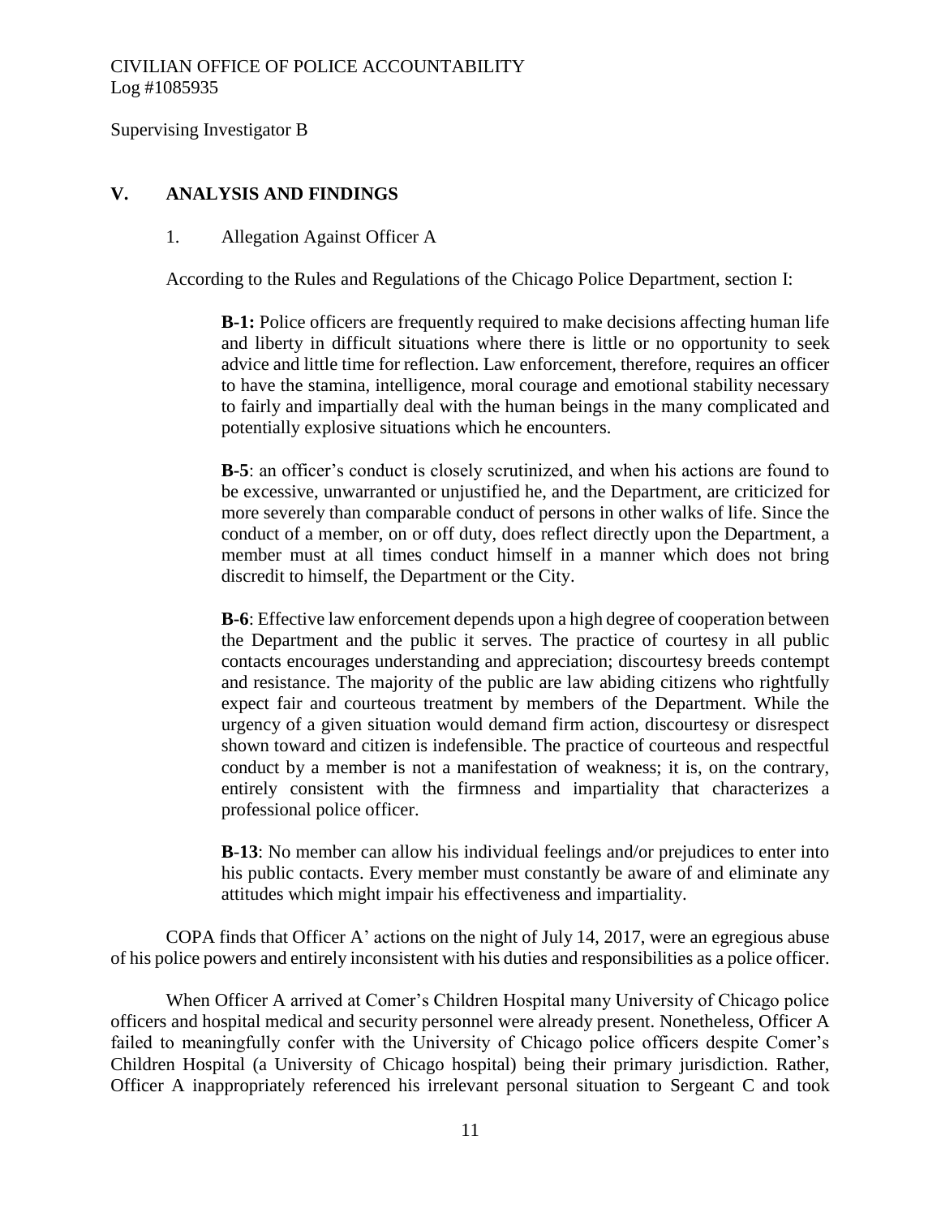## V. ANALYSIS AND FINDINGS

1. Allegation Against Officer A

According to the Rules and Regulations of the Chicago Police Department, section I:

> **B-1:** Police officers are frequently required to make decisions affecting human life and liberty in difficult situations where there is little or no opportunity to seek advice and little time for reflection. Law enforcement, therefore, requires an officer to have the stamina, intelligence, moral courage and emotional stability necessary to fairly and impartially deal with the human beings in the many complicated and potentially explosive situations which he encounters.
>
> **B-5**: an officer's conduct is closely scrutinized, and when his actions are found to be excessive, unwarranted or unjustified he, and the Department, are criticized for more severely than comparable conduct of persons in other walks of life. Since the conduct of a member, on or off duty, does reflect directly upon the Department, a member must at all times conduct himself in a manner which does not bring discredit to himself, the Department or the City.
>
> **B-6**: Effective law enforcement depends upon a high degree of cooperation between the Department and the public it serves. The practice of courtesy in all public contacts encourages understanding and appreciation; discourtesy breeds contempt and resistance. The majority of the public are law abiding citizens who rightfully expect fair and courteous treatment by members of the Department. While the urgency of a given situation would demand firm action, discourtesy or disrespect shown toward and citizen is indefensible. The practice of courteous and respectful conduct by a member is not a manifestation of weakness; it is, on the contrary, entirely consistent with the firmness and impartiality that characterizes a professional police officer.
>
> **B-13**: No member can allow his individual feelings and/or prejudices to enter into his public contacts. Every member must constantly be aware of and eliminate any attitudes which might impair his effectiveness and impartiality.

COPA finds that Officer A' actions on the night of July 14, 2017, were an egregious abuse of his police powers and entirely inconsistent with his duties and responsibilities as a police officer.

When Officer A arrived at Comer's Children Hospital many University of Chicago police officers and hospital medical and security personnel were already present. Nonetheless, Officer A failed to meaningfully confer with the University of Chicago police officers despite Comer's Children Hospital (a University of Chicago hospital) being their primary jurisdiction. Rather, Officer A inappropriately referenced his irrelevant personal situation to Sergeant C and took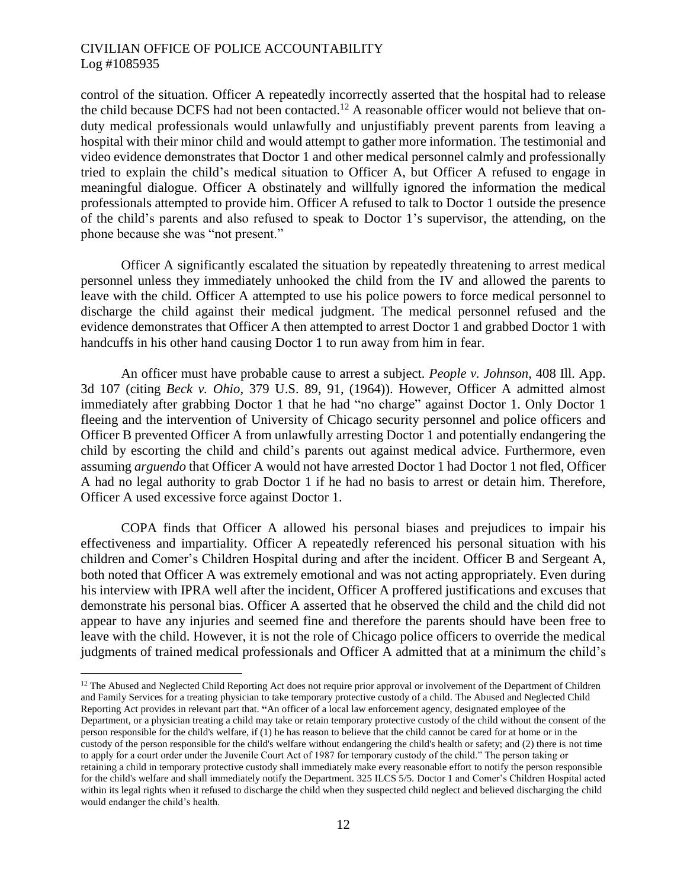control of the situation. Officer A repeatedly incorrectly asserted that the hospital had to release the child because DCFS had not been contacted.[12] A reasonable officer would not believe that on-duty medical professionals would unlawfully and unjustifiably prevent parents from leaving a hospital with their minor child and would attempt to gather more information. The testimonial and video evidence demonstrates that Doctor 1 and other medical personnel calmly and professionally tried to explain the child's medical situation to Officer A, but Officer A refused to engage in meaningful dialogue. Officer A obstinately and willfully ignored the information the medical professionals attempted to provide him. Officer A refused to talk to Doctor 1 outside the presence of the child's parents and also refused to speak to Doctor 1's supervisor, the attending, on the phone because she was "not present."

Officer A significantly escalated the situation by repeatedly threatening to arrest medical personnel unless they immediately unhooked the child from the IV and allowed the parents to leave with the child. Officer A attempted to use his police powers to force medical personnel to discharge the child against their medical judgment. The medical personnel refused and the evidence demonstrates that Officer A then attempted to arrest Doctor 1 and grabbed Doctor 1 with handcuffs in his other hand causing Doctor 1 to run away from him in fear.

An officer must have probable cause to arrest a subject. *People v. Johnson*, 408 Ill. App. 3d 107 (citing *Beck v. Ohio*, 379 U.S. 89, 91, (1964)). However, Officer A admitted almost immediately after grabbing Doctor 1 that he had "no charge" against Doctor 1. Only Doctor 1 fleeing and the intervention of University of Chicago security personnel and police officers and Officer B prevented Officer A from unlawfully arresting Doctor 1 and potentially endangering the child by escorting the child and child's parents out against medical advice. Furthermore, even assuming *arguendo* that Officer A would not have arrested Doctor 1 had Doctor 1 not fled, Officer A had no legal authority to grab Doctor 1 if he had no basis to arrest or detain him. Therefore, Officer A used excessive force against Doctor 1.

COPA finds that Officer A allowed his personal biases and prejudices to impair his effectiveness and impartiality. Officer A repeatedly referenced his personal situation with his children and Comer's Children Hospital during and after the incident. Officer B and Sergeant A, both noted that Officer A was extremely emotional and was not acting appropriately. Even during his interview with IPRA well after the incident, Officer A proffered justifications and excuses that demonstrate his personal bias. Officer A asserted that he observed the child and the child did not appear to have any injuries and seemed fine and therefore the parents should have been free to leave with the child. However, it is not the role of Chicago police officers to override the medical judgments of trained medical professionals and Officer A admitted that at a minimum the child's

---

[12] The Abused and Neglected Child Reporting Act does not require prior approval or involvement of the Department of Children and Family Services for a treating physician to take temporary protective custody of a child. The Abused and Neglected Child Reporting Act provides in relevant part that. **"**An officer of a local law enforcement agency, designated employee of the Department, or a physician treating a child may take or retain temporary protective custody of the child without the consent of the person responsible for the child's welfare, if (1) he has reason to believe that the child cannot be cared for at home or in the custody of the person responsible for the child's welfare without endangering the child's health or safety; and (2) there is not time to apply for a court order under the Juvenile Court Act of 1987 for temporary custody of the child." The person taking or retaining a child in temporary protective custody shall immediately make every reasonable effort to notify the person responsible for the child's welfare and shall immediately notify the Department. 325 ILCS 5/5. Doctor 1 and Comer's Children Hospital acted within its legal rights when it refused to discharge the child when they suspected child neglect and believed discharging the child would endanger the child's health.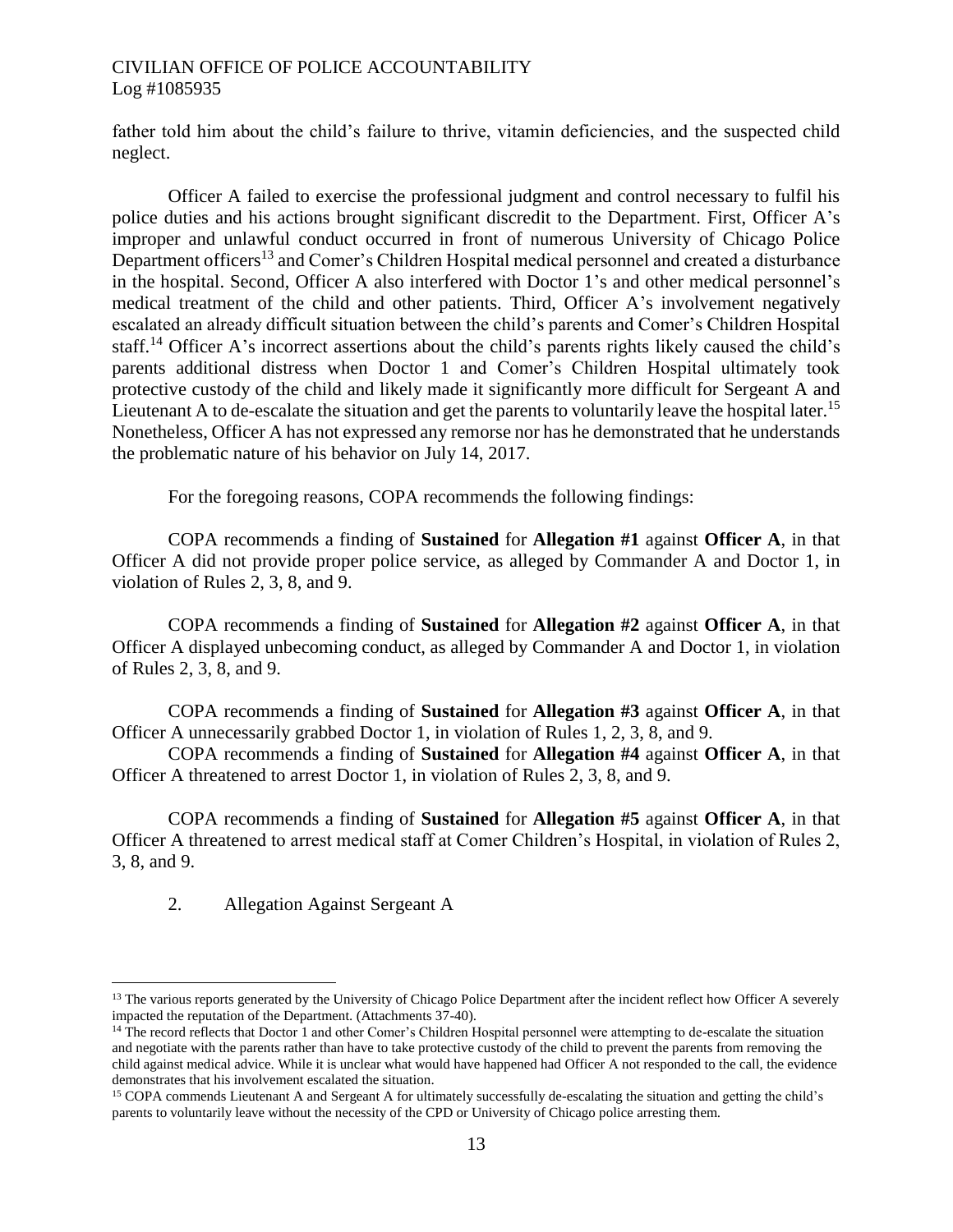father told him about the child's failure to thrive, vitamin deficiencies, and the suspected child neglect.

Officer A failed to exercise the professional judgment and control necessary to fulfil his police duties and his actions brought significant discredit to the Department. First, Officer A's improper and unlawful conduct occurred in front of numerous University of Chicago Police Department officers[13] and Comer's Children Hospital medical personnel and created a disturbance in the hospital. Second, Officer A also interfered with Doctor 1's and other medical personnel's medical treatment of the child and other patients. Third, Officer A's involvement negatively escalated an already difficult situation between the child's parents and Comer's Children Hospital staff.[14] Officer A's incorrect assertions about the child's parents rights likely caused the child's parents additional distress when Doctor 1 and Comer's Children Hospital ultimately took protective custody of the child and likely made it significantly more difficult for Sergeant A and Lieutenant A to de-escalate the situation and get the parents to voluntarily leave the hospital later.[15] Nonetheless, Officer A has not expressed any remorse nor has he demonstrated that he understands the problematic nature of his behavior on July 14, 2017.

For the foregoing reasons, COPA recommends the following findings:

COPA recommends a finding of **Sustained** for **Allegation #1** against **Officer A**, in that Officer A did not provide proper police service, as alleged by Commander A and Doctor 1, in violation of Rules 2, 3, 8, and 9.

COPA recommends a finding of **Sustained** for **Allegation #2** against **Officer A**, in that Officer A displayed unbecoming conduct, as alleged by Commander A and Doctor 1, in violation of Rules 2, 3, 8, and 9.

COPA recommends a finding of **Sustained** for **Allegation #3** against **Officer A**, in that Officer A unnecessarily grabbed Doctor 1, in violation of Rules 1, 2, 3, 8, and 9.

COPA recommends a finding of **Sustained** for **Allegation #4** against **Officer A**, in that Officer A threatened to arrest Doctor 1, in violation of Rules 2, 3, 8, and 9.

COPA recommends a finding of **Sustained** for **Allegation #5** against **Officer A**, in that Officer A threatened to arrest medical staff at Comer Children's Hospital, in violation of Rules 2, 3, 8, and 9.

2. Allegation Against Sergeant A

---

[13] The various reports generated by the University of Chicago Police Department after the incident reflect how Officer A severely impacted the reputation of the Department. (Attachments 37-40).

[14] The record reflects that Doctor 1 and other Comer's Children Hospital personnel were attempting to de-escalate the situation and negotiate with the parents rather than have to take protective custody of the child to prevent the parents from removing the child against medical advice. While it is unclear what would have happened had Officer A not responded to the call, the evidence demonstrates that his involvement escalated the situation.

[15] COPA commends Lieutenant A and Sergeant A for ultimately successfully de-escalating the situation and getting the child's parents to voluntarily leave without the necessity of the CPD or University of Chicago police arresting them.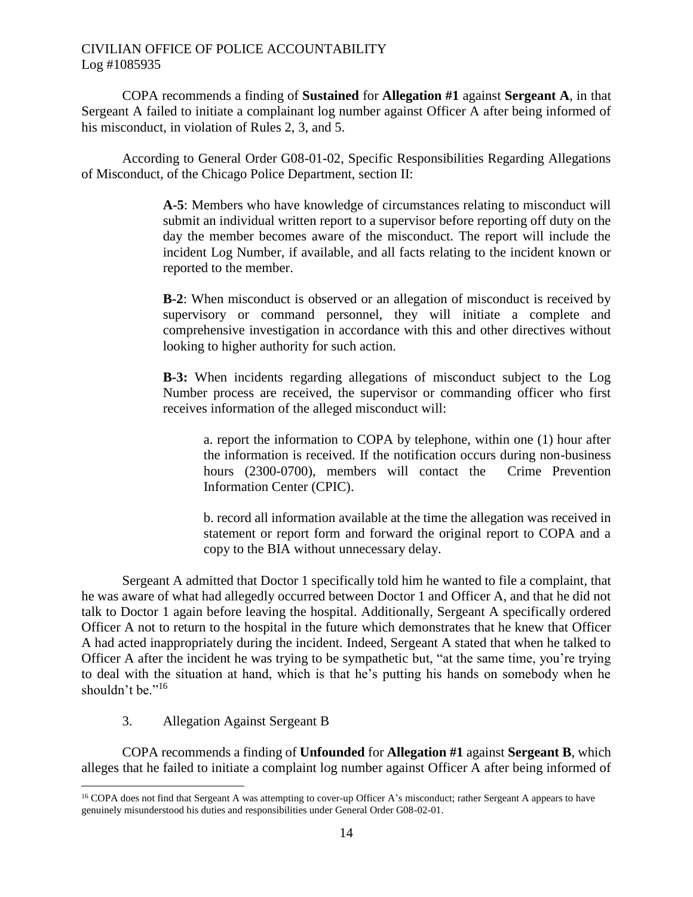COPA recommends a finding of **Sustained** for **Allegation #1** against **Sergeant A**, in that Sergeant A failed to initiate a complainant log number against Officer A after being informed of his misconduct, in violation of Rules 2, 3, and 5.

According to General Order G08-01-02, Specific Responsibilities Regarding Allegations of Misconduct, of the Chicago Police Department, section II:

> **A-5**: Members who have knowledge of circumstances relating to misconduct will submit an individual written report to a supervisor before reporting off duty on the day the member becomes aware of the misconduct. The report will include the incident Log Number, if available, and all facts relating to the incident known or reported to the member.
>
> **B-2**: When misconduct is observed or an allegation of misconduct is received by supervisory or command personnel, they will initiate a complete and comprehensive investigation in accordance with this and other directives without looking to higher authority for such action.
>
> **B-3:** When incidents regarding allegations of misconduct subject to the Log Number process are received, the supervisor or commanding officer who first receives information of the alleged misconduct will:
>
> > a. report the information to COPA by telephone, within one (1) hour after the information is received. If the notification occurs during non-business hours (2300-0700), members will contact the Crime Prevention Information Center (CPIC).
> >
> > b. record all information available at the time the allegation was received in statement or report form and forward the original report to COPA and a copy to the BIA without unnecessary delay.

Sergeant A admitted that Doctor 1 specifically told him he wanted to file a complaint, that he was aware of what had allegedly occurred between Doctor 1 and Officer A, and that he did not talk to Doctor 1 again before leaving the hospital. Additionally, Sergeant A specifically ordered Officer A not to return to the hospital in the future which demonstrates that he knew that Officer A had acted inappropriately during the incident. Indeed, Sergeant A stated that when he talked to Officer A after the incident he was trying to be sympathetic but, "at the same time, you're trying to deal with the situation at hand, which is that he's putting his hands on somebody when he shouldn't be."[16]

3. Allegation Against Sergeant B

COPA recommends a finding of **Unfounded** for **Allegation #1** against **Sergeant B**, which alleges that he failed to initiate a complaint log number against Officer A after being informed of

---

[16] COPA does not find that Sergeant A was attempting to cover-up Officer A's misconduct; rather Sergeant A appears to have genuinely misunderstood his duties and responsibilities under General Order G08-02-01.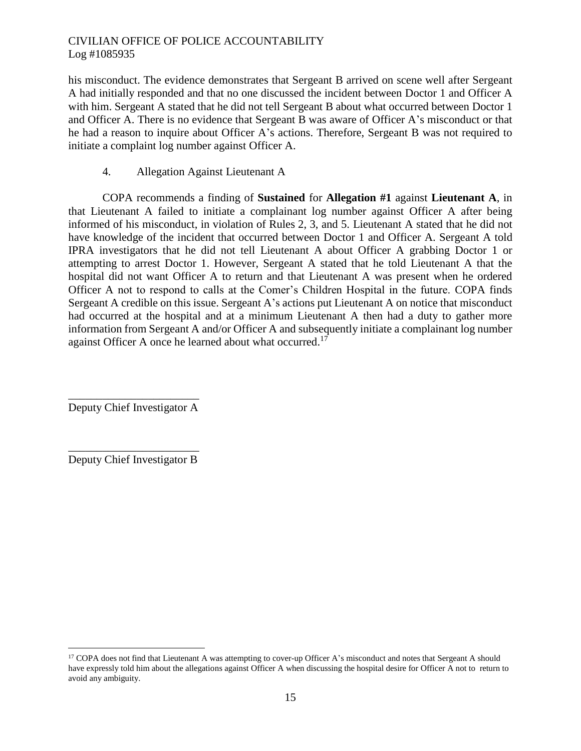his misconduct. The evidence demonstrates that Sergeant B arrived on scene well after Sergeant A had initially responded and that no one discussed the incident between Doctor 1 and Officer A with him. Sergeant A stated that he did not tell Sergeant B about what occurred between Doctor 1 and Officer A. There is no evidence that Sergeant B was aware of Officer A's misconduct or that he had a reason to inquire about Officer A's actions. Therefore, Sergeant B was not required to initiate a complaint log number against Officer A.

4. Allegation Against Lieutenant A

COPA recommends a finding of **Sustained** for **Allegation #1** against **Lieutenant A**, in that Lieutenant A failed to initiate a complainant log number against Officer A after being informed of his misconduct, in violation of Rules 2, 3, and 5. Lieutenant A stated that he did not have knowledge of the incident that occurred between Doctor 1 and Officer A. Sergeant A told IPRA investigators that he did not tell Lieutenant A about Officer A grabbing Doctor 1 or attempting to arrest Doctor 1. However, Sergeant A stated that he told Lieutenant A that the hospital did not want Officer A to return and that Lieutenant A was present when he ordered Officer A not to respond to calls at the Comer's Children Hospital in the future. COPA finds Sergeant A credible on this issue. Sergeant A's actions put Lieutenant A on notice that misconduct had occurred at the hospital and at a minimum Lieutenant A then had a duty to gather more information from Sergeant A and/or Officer A and subsequently initiate a complainant log number against Officer A once he learned about what occurred.[17]

\_\_\_\_\_\_\_\_\_\_\_\_\_\_\_\_\_\_\_\_\_\_\_\_

Deputy Chief Investigator A

\_\_\_\_\_\_\_\_\_\_\_\_\_\_\_\_\_\_\_\_\_\_\_\_

Deputy Chief Investigator B

[17] COPA does not find that Lieutenant A was attempting to cover-up Officer A's misconduct and notes that Sergeant A should have expressly told him about the allegations against Officer A when discussing the hospital desire for Officer A not to return to avoid any ambiguity.